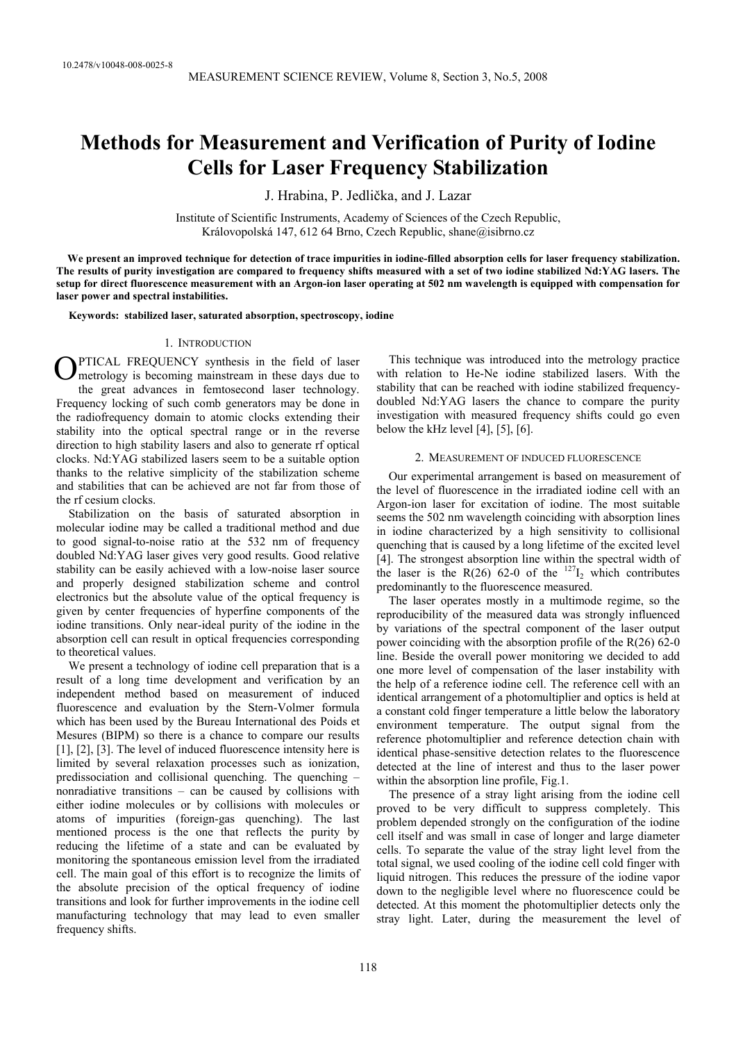# Methods for Measurement and Verification of Purity of Iodine Cells for Laser Frequency Stabilization

J. Hrabina, P. Jedlička, and J. Lazar

Institute of Scientific Instruments, Academy of Sciences of the Czech Republic, Královopolská 147, 612 64 Brno, Czech Republic, shane@isibrno.cz

**We present an improved technique for detection of trace impurities in iodine-filled absorption cells for laser frequency stabilization. The results of purity investigation are compared to frequency shifts measured with a set of two iodine stabilized Nd:YAG lasers. The setup for direct fluorescence measurement with an Argon-ion laser operating at 502 nm wavelength is equipped with compensation for laser power and spectral instabilities.**

**Keywords: stabilized laser, saturated absorption, spectroscopy, iodine**

## 1. Introduction

Optical frequency synthesis in the field of laser metrology is becoming mainstream in these days due to the great advances in femtosecond laser technology. Frequency locking of such comb generators may be done in the radiofrequency domain to atomic clocks extending their stability into the optical spectral range or in the reverse direction to high stability lasers and also to generate rf optical clocks. Nd:YAG stabilized lasers seem to be a suitable option thanks to the relative simplicity of the stabilization scheme and stabilities that can be achieved are not far from those of the rf cesium clocks.

Stabilization on the basis of saturated absorption in molecular iodine may be called a traditional method and due to good signal-to-noise ratio at the 532 nm of frequency doubled Nd:YAG laser gives very good results. Good relative stability can be easily achieved with a low-noise laser source and properly designed stabilization scheme and control electronics but the absolute value of the optical frequency is given by center frequencies of hyperfine components of the iodine transitions. Only near-ideal purity of the iodine in the absorption cell can result in optical frequencies corresponding to theoretical values.

We present a technology of iodine cell preparation that is a result of a long time development and verification by an independent method based on measurement of induced fluorescence and evaluation by the Stern-Volmer formula which has been used by the Bureau International des Poids et Mesures (BIPM) so there is a chance to compare our results [1], [2], [3]. The level of induced fluorescence intensity here is limited by several relaxation processes such as ionization, predissociation and collisional quenching. The quenching – nonradiative transitions – can be caused by collisions with either iodine molecules or by collisions with molecules or atoms of impurities (foreign-gas quenching). The last mentioned process is the one that reflects the purity by reducing the lifetime of a state and can be evaluated by monitoring the spontaneous emission level from the irradiated cell. The main goal of this effort is to recognize the limits of the absolute precision of the optical frequency of iodine transitions and look for further improvements in the iodine cell manufacturing technology that may lead to even smaller frequency shifts.

This technique was introduced into the metrology practice with relation to He-Ne iodine stabilized lasers. With the stability that can be reached with iodine stabilized frequency-doubled Nd:YAG lasers the chance to compare the purity investigation with measured frequency shifts could go even below the kHz level [4], [5], [6].

## 2. Measurement of induced fluorescence

Our experimental arrangement is based on measurement of the level of fluorescence in the irradiated iodine cell with an Argon-ion laser for excitation of iodine. The most suitable seems the 502 nm wavelength coinciding with absorption lines in iodine characterized by a high sensitivity to collisional quenching that is caused by a long lifetime of the excited level [4]. The strongest absorption line within the spectral width of the laser is the R(26) 62-0 of the $^{127}I_2$ which contributes predominantly to the fluorescence measured.

The laser operates mostly in a multimode regime, so the reproducibility of the measured data was strongly influenced by variations of the spectral component of the laser output power coinciding with the absorption profile of the R(26) 62-0 line. Beside the overall power monitoring we decided to add one more level of compensation of the laser instability with the help of a reference iodine cell. The reference cell with an identical arrangement of a photomultiplier and optics is held at a constant cold finger temperature a little below the laboratory environment temperature. The output signal from the reference photomultiplier and reference detection chain with identical phase-sensitive detection relates to the fluorescence detected at the line of interest and thus to the laser power within the absorption line profile, Fig.1.

The presence of a stray light arising from the iodine cell proved to be very difficult to suppress completely. This problem depended strongly on the configuration of the iodine cell itself and was small in case of longer and large diameter cells. To separate the value of the stray light level from the total signal, we used cooling of the iodine cell cold finger with liquid nitrogen. This reduces the pressure of the iodine vapor down to the negligible level where no fluorescence could be detected. At this moment the photomultiplier detects only the stray light. Later, during the measurement the level of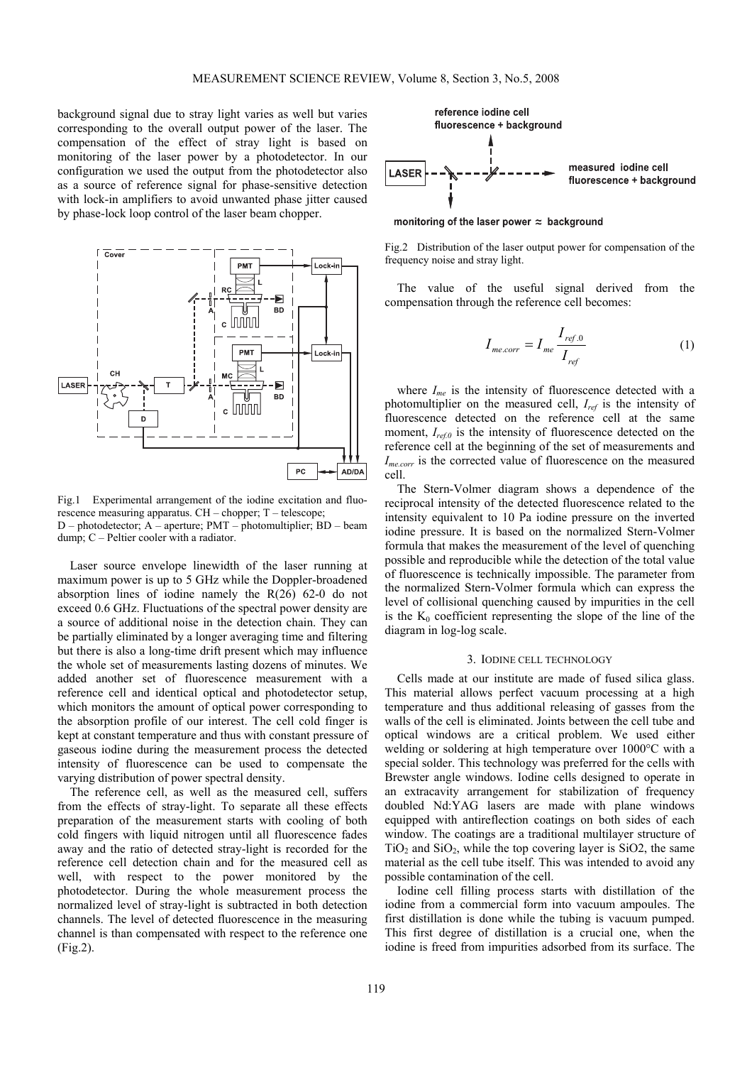background signal due to stray light varies as well but varies corresponding to the overall output power of the laser. The compensation of the effect of stray light is based on monitoring of the laser power by a photodetector. In our configuration we used the output from the photodetector also as a source of reference signal for phase-sensitive detection with lock-in amplifiers to avoid unwanted phase jitter caused by phase-lock loop control of the laser beam chopper.

Fig.1 Experimental arrangement of the iodine excitation and fluorescence measuring apparatus. CH – chopper; T – telescope; D – photodetector; A – aperture; PMT – photomultiplier; BD – beam dump; C – Peltier cooler with a radiator.

Laser source envelope linewidth of the laser running at maximum power is up to 5 GHz while the Doppler-broadened absorption lines of iodine namely the R(26) 62-0 do not exceed 0.6 GHz. Fluctuations of the spectral power density are a source of additional noise in the detection chain. They can be partially eliminated by a longer averaging time and filtering but there is also a long-time drift present which may influence the whole set of measurements lasting dozens of minutes. We added another set of fluorescence measurement with a reference cell and identical optical and photodetector setup, which monitors the amount of optical power corresponding to the absorption profile of our interest. The cell cold finger is kept at constant temperature and thus with constant pressure of gaseous iodine during the measurement process the detected intensity of fluorescence can be used to compensate the varying distribution of power spectral density.

The reference cell, as well as the measured cell, suffers from the effects of stray-light. To separate all these effects preparation of the measurement starts with cooling of both cold fingers with liquid nitrogen until all fluorescence fades away and the ratio of detected stray-light is recorded for the reference cell detection chain and for the measured cell as well, with respect to the power monitored by the photodetector. During the whole measurement process the normalized level of stray-light is subtracted in both detection channels. The level of detected fluorescence in the measuring channel is than compensated with respect to the reference one (Fig.2).

Fig.2 Distribution of the laser output power for compensation of the frequency noise and stray light.

The value of the useful signal derived from the compensation through the reference cell becomes:

$$I_{me.corr} = I_{me} \frac{I_{ref.0}}{I_{ref}} \tag{1}$$

where $I_{me}$ is the intensity of fluorescence detected with a photomultiplier on the measured cell, $I_{ref}$ is the intensity of fluorescence detected on the reference cell at the same moment, $I_{ref.0}$ is the intensity of fluorescence detected on the reference cell at the beginning of the set of measurements and $I_{me.corr}$ is the corrected value of fluorescence on the measured cell.

The Stern-Volmer diagram shows a dependence of the reciprocal intensity of the detected fluorescence related to the intensity equivalent to 10 Pa iodine pressure on the inverted iodine pressure. It is based on the normalized Stern-Volmer formula that makes the measurement of the level of quenching possible and reproducible while the detection of the total value of fluorescence is technically impossible. The parameter from the normalized Stern-Volmer formula which can express the level of collisional quenching caused by impurities in the cell is the $K_0$ coefficient representing the slope of the line of the diagram in log-log scale.

## 3. Iodine cell technology

Cells made at our institute are made of fused silica glass. This material allows perfect vacuum processing at a high temperature and thus additional releasing of gasses from the walls of the cell is eliminated. Joints between the cell tube and optical windows are a critical problem. We used either welding or soldering at high temperature over 1000°C with a special solder. This technology was preferred for the cells with Brewster angle windows. Iodine cells designed to operate in an extracavity arrangement for stabilization of frequency doubled Nd:YAG lasers are made with plane windows equipped with antireflection coatings on both sides of each window. The coatings are a traditional multilayer structure of $TiO_2$ and $SiO_2$, while the top covering layer is SiO2, the same material as the cell tube itself. This was intended to avoid any possible contamination of the cell.

Iodine cell filling process starts with distillation of the iodine from a commercial form into vacuum ampoules. The first distillation is done while the tubing is vacuum pumped. This first degree of distillation is a crucial one, when the iodine is freed from impurities adsorbed from its surface. The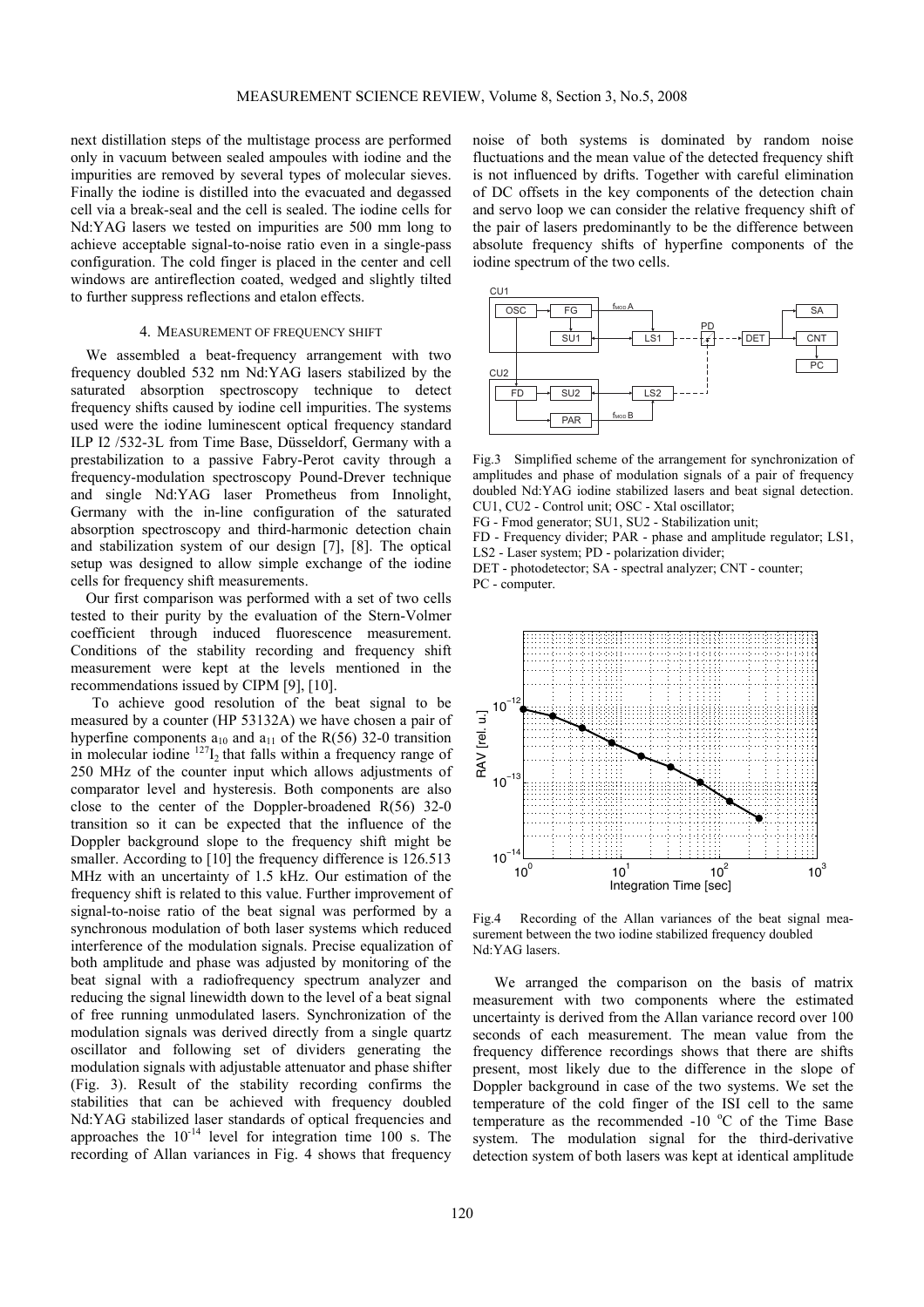next distillation steps of the multistage process are performed only in vacuum between sealed ampoules with iodine and the impurities are removed by several types of molecular sieves. Finally the iodine is distilled into the evacuated and degassed cell via a break-seal and the cell is sealed. The iodine cells for Nd:YAG lasers we tested on impurities are 500 mm long to achieve acceptable signal-to-noise ratio even in a single-pass configuration. The cold finger is placed in the center and cell windows are antireflection coated, wedged and slightly tilted to further suppress reflections and etalon effects.

## 4. Measurement of frequency shift

We assembled a beat-frequency arrangement with two frequency doubled 532 nm Nd:YAG lasers stabilized by the saturated absorption spectroscopy technique to detect frequency shifts caused by iodine cell impurities. The systems used were the iodine luminescent optical frequency standard ILP I2 /532-3L from Time Base, Düsseldorf, Germany with a prestabilization to a passive Fabry-Perot cavity through a frequency-modulation spectroscopy Pound-Drever technique and single Nd:YAG laser Prometheus from Innolight, Germany with the in-line configuration of the saturated absorption spectroscopy and third-harmonic detection chain and stabilization system of our design [7], [8]. The optical setup was designed to allow simple exchange of the iodine cells for frequency shift measurements.

Our first comparison was performed with a set of two cells tested to their purity by the evaluation of the Stern-Volmer coefficient through induced fluorescence measurement. Conditions of the stability recording and frequency shift measurement were kept at the levels mentioned in the recommendations issued by CIPM [9], [10].

To achieve good resolution of the beat signal to be measured by a counter (HP 53132A) we have chosen a pair of hyperfine components $a_{10}$ and $a_{11}$ of the R(56) 32-0 transition in molecular iodine $^{127}I_2$ that falls within a frequency range of 250 MHz of the counter input which allows adjustments of comparator level and hysteresis. Both components are also close to the center of the Doppler-broadened R(56) 32-0 transition so it can be expected that the influence of the Doppler background slope to the frequency shift might be smaller. According to [10] the frequency difference is 126.513 MHz with an uncertainty of 1.5 kHz. Our estimation of the frequency shift is related to this value. Further improvement of signal-to-noise ratio of the beat signal was performed by a synchronous modulation of both laser systems which reduced interference of the modulation signals. Precise equalization of both amplitude and phase was adjusted by monitoring of the beat signal with a radiofrequency spectrum analyzer and reducing the signal linewidth down to the level of a beat signal of free running unmodulated lasers. Synchronization of the modulation signals was derived directly from a single quartz oscillator and following set of dividers generating the modulation signals with adjustable attenuator and phase shifter (Fig. 3). Result of the stability recording confirms the stabilities that can be achieved with frequency doubled Nd:YAG stabilized laser standards of optical frequencies and approaches the $10^{-14}$ level for integration time 100 s. The recording of Allan variances in Fig. 4 shows that frequency noise of both systems is dominated by random noise fluctuations and the mean value of the detected frequency shift is not influenced by drifts. Together with careful elimination of DC offsets in the key components of the detection chain and servo loop we can consider the relative frequency shift of the pair of lasers predominantly to be the difference between absolute frequency shifts of hyperfine components of the iodine spectrum of the two cells.

Fig.3 Simplified scheme of the arrangement for synchronization of amplitudes and phase of modulation signals of a pair of frequency doubled Nd:YAG iodine stabilized lasers and beat signal detection. CU1, CU2 - Control unit; OSC - Xtal oscillator; FG - Fmod generator; SU1, SU2 - Stabilization unit; FD - Frequency divider; PAR - phase and amplitude regulator; LS1, LS2 - Laser system; PD - polarization divider; DET - photodetector; SA - spectral analyzer; CNT - counter; PC - computer.

Fig.4 Recording of the Allan variances of the beat signal measurement between the two iodine stabilized frequency doubled Nd:YAG lasers.

We arranged the comparison on the basis of matrix measurement with two components where the estimated uncertainty is derived from the Allan variance record over 100 seconds of each measurement. The mean value from the frequency difference recordings shows that there are shifts present, most likely due to the difference in the slope of Doppler background in case of the two systems. We set the temperature of the cold finger of the ISI cell to the same temperature as the recommended -10 °C of the Time Base system. The modulation signal for the third-derivative detection system of both lasers was kept at identical amplitude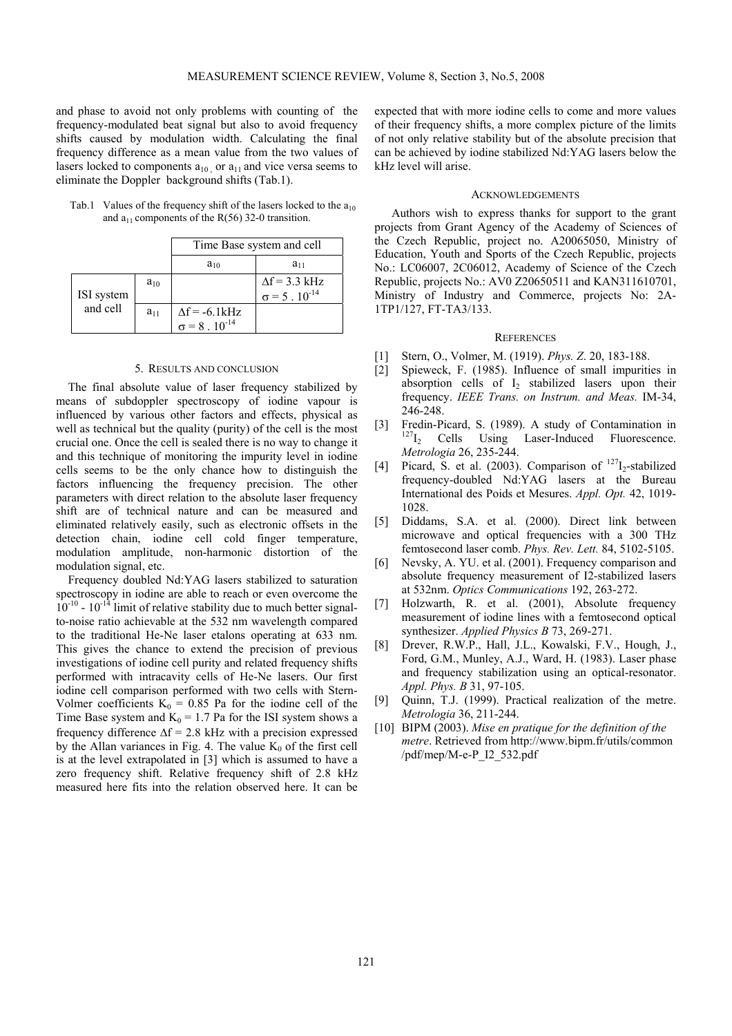and phase to avoid not only problems with counting of the frequency-modulated beat signal but also to avoid frequency shifts caused by modulation width. Calculating the final frequency difference as a mean value from the two values of lasers locked to components $a_{10}$, or $a_{11}$ and vice versa seems to eliminate the Doppler background shifts (Tab.1).

Tab.1 Values of the frequency shift of the lasers locked to the $a_{10}$ and $a_{11}$ components of the R(56) 32-0 transition.

| | | Time Base system and cell | |
|---|---|---|---|
| | | $a_{10}$ | $a_{11}$ |
| ISI system and cell | $a_{10}$ | | $\Delta f = 3.3$ kHz $\sigma = 5 \,.\, 10^{-14}$ |
| | $a_{11}$ | $\Delta f = -6.1$kHz $\sigma = 8 \,.\, 10^{-14}$ | |

## 5. Results and conclusion

The final absolute value of laser frequency stabilized by means of subdoppler spectroscopy of iodine vapour is influenced by various other factors and effects, physical as well as technical but the quality (purity) of the cell is the most crucial one. Once the cell is sealed there is no way to change it and this technique of monitoring the impurity level in iodine cells seems to be the only chance how to distinguish the factors influencing the frequency precision. The other parameters with direct relation to the absolute laser frequency shift are of technical nature and can be measured and eliminated relatively easily, such as electronic offsets in the detection chain, iodine cell cold finger temperature, modulation amplitude, non-harmonic distortion of the modulation signal, etc.

Frequency doubled Nd:YAG lasers stabilized to saturation spectroscopy in iodine are able to reach or even overcome the $10^{-10}$ - $10^{-14}$ limit of relative stability due to much better signal-to-noise ratio achievable at the 532 nm wavelength compared to the traditional He-Ne laser etalons operating at 633 nm. This gives the chance to extend the precision of previous investigations of iodine cell purity and related frequency shifts performed with intracavity cells of He-Ne lasers. Our first iodine cell comparison performed with two cells with Stern-Volmer coefficients $K_0 = 0.85$ Pa for the iodine cell of the Time Base system and $K_0 = 1.7$ Pa for the ISI system shows a frequency difference $\Delta f = 2.8$ kHz with a precision expressed by the Allan variances in Fig. 4. The value $K_0$ of the first cell is at the level extrapolated in [3] which is assumed to have a zero frequency shift. Relative frequency shift of 2.8 kHz measured here fits into the relation observed here. It can be expected that with more iodine cells to come and more values of their frequency shifts, a more complex picture of the limits of not only relative stability but of the absolute precision that can be achieved by iodine stabilized Nd:YAG lasers below the kHz level will arise.

## Acknowledgements

Authors wish to express thanks for support to the grant projects from Grant Agency of the Academy of Sciences of the Czech Republic, project no. A20065050, Ministry of Education, Youth and Sports of the Czech Republic, projects No.: LC06007, 2C06012, Academy of Science of the Czech Republic, projects No.: AV0 Z20650511 and KAN311610701, Ministry of Industry and Commerce, projects No: 2A-1TP1/127, FT-TA3/133.

## References

[1] Stern, O., Volmer, M. (1919). *Phys. Z*. 20, 183-188.

[2] Spieweck, F. (1985). Influence of small impurities in absorption cells of $I_2$ stabilized lasers upon their frequency. *IEEE Trans. on Instrum. and Meas.* IM-34, 246-248.

[3] Fredin-Picard, S. (1989). A study of Contamination in $^{127}I_2$ Cells Using Laser-Induced Fluorescence. *Metrologia* 26, 235-244.

[4] Picard, S. et al. (2003). Comparison of $^{127}I_2$-stabilized frequency-doubled Nd:YAG lasers at the Bureau International des Poids et Mesures. *Appl. Opt.* 42, 1019-1028.

[5] Diddams, S.A. et al. (2000). Direct link between microwave and optical frequencies with a 300 THz femtosecond laser comb. *Phys. Rev. Lett.* 84, 5102-5105.

[6] Nevsky, A. YU. et al. (2001). Frequency comparison and absolute frequency measurement of I2-stabilized lasers at 532nm. *Optics Communications* 192, 263-272.

[7] Holzwarth, R. et al. (2001), Absolute frequency measurement of iodine lines with a femtosecond optical synthesizer. *Applied Physics B* 73, 269-271.

[8] Drever, R.W.P., Hall, J.L., Kowalski, F.V., Hough, J., Ford, G.M., Munley, A.J., Ward, H. (1983). Laser phase and frequency stabilization using an optical-resonator. *Appl. Phys. B* 31, 97-105.

[9] Quinn, T.J. (1999). Practical realization of the metre. *Metrologia* 36, 211-244.

[10] BIPM (2003). *Mise en pratique for the definition of the metre*. Retrieved from http://www.bipm.fr/utils/common/pdf/mep/M-e-P_I2_532.pdf